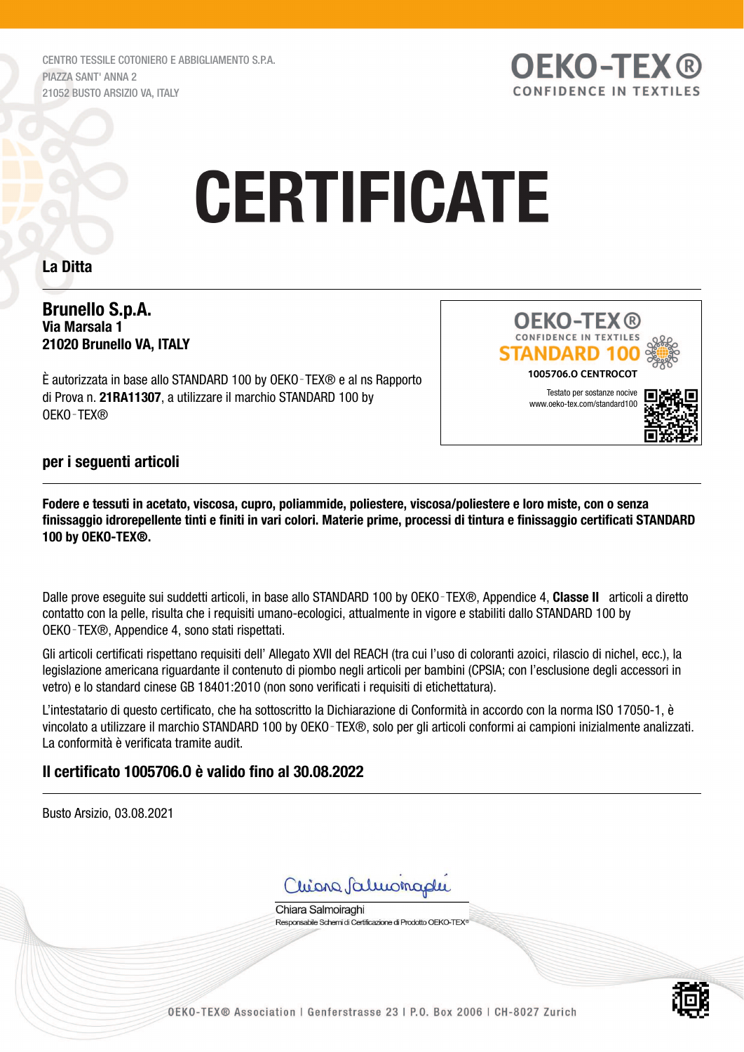CENTRO TESSILE COTONIERO E ABBIGLIAMENTO S.P.A.
PIAZZA SANT' ANNA 2
21052 BUSTO ARSIZIO VA, ITALY

OEKO-TEX®
CONFIDENCE IN TEXTILES

# CERTIFICATE

**La Ditta**

**Brunello S.p.A.**
**Via Marsala 1**
**21020 Brunello VA, ITALY**

È autorizzata in base allo STANDARD 100 by OEKO-TEX® e al ns Rapporto di Prova n. **21RA11307**, a utilizzare il marchio STANDARD 100 by OEKO-TEX®

OEKO-TEX®
CONFIDENCE IN TEXTILES
STANDARD 100
1005706.0 CENTROCOT
Testato per sostanze nocive
www.oeko-tex.com/standard100

**per i seguenti articoli**

**Fodere e tessuti in acetato, viscosa, cupro, poliammide, poliestere, viscosa/poliestere e loro miste, con o senza finissaggio idrorepellente tinti e finiti in vari colori. Materie prime, processi di tintura e finissaggio certificati STANDARD 100 by OEKO-TEX®.**

Dalle prove eseguite sui suddetti articoli, in base allo STANDARD 100 by OEKO-TEX®, Appendice 4, **Classe II** articoli a diretto contatto con la pelle, risulta che i requisiti umano-ecologici, attualmente in vigore e stabiliti dallo STANDARD 100 by OEKO-TEX®, Appendice 4, sono stati rispettati.

Gli articoli certificati rispettano requisiti dell' Allegato XVII del REACH (tra cui l'uso di coloranti azoici, rilascio di nichel, ecc.), la legislazione americana riguardante il contenuto di piombo negli articoli per bambini (CPSIA; con l'esclusione degli accessori in vetro) e lo standard cinese GB 18401:2010 (non sono verificati i requisiti di etichettatura).

L'intestatario di questo certificato, che ha sottoscritto la Dichiarazione di Conformità in accordo con la norma ISO 17050-1, è vincolato a utilizzare il marchio STANDARD 100 by OEKO-TEX®, solo per gli articoli conformi ai campioni inizialmente analizzati. La conformità è verificata tramite audit.

**Il certificato 1005706.0 è valido fino al 30.08.2022**

Busto Arsizio, 03.08.2021

Chiara Salmoiraghi
Responsabile Schemi di Certificazione di Prodotto OEKO-TEX®

OEKO-TEX® Association | Genferstrasse 23 | P.O. Box 2006 | CH-8027 Zurich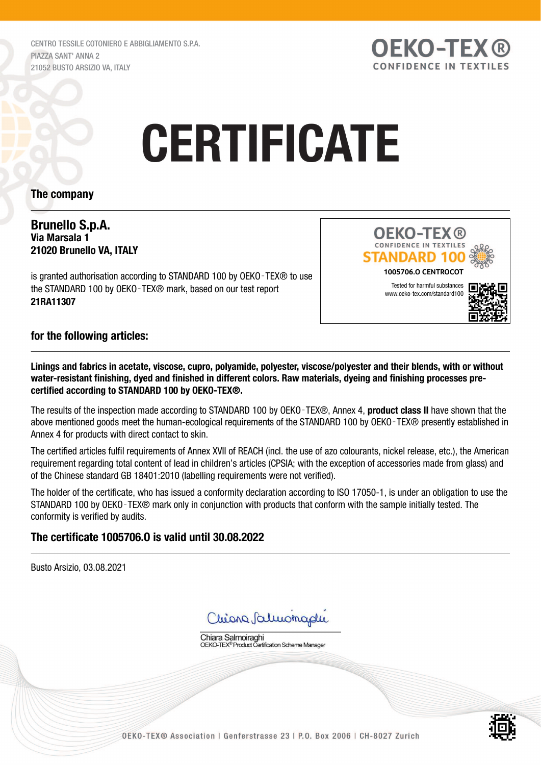CENTRO TESSILE COTONIERO E ABBIGLIAMENTO S.P.A.
PIAZZA SANT' ANNA 2
21052 BUSTO ARSIZIO VA, ITALY

OEKO-TEX®
CONFIDENCE IN TEXTILES

# CERTIFICATE

## The company

**Brunello S.p.A.**
**Via Marsala 1**
**21020 Brunello VA, ITALY**

is granted authorisation according to STANDARD 100 by OEKO-TEX® to use the STANDARD 100 by OEKO-TEX® mark, based on our test report
**21RA11307**

OEKO-TEX®
CONFIDENCE IN TEXTILES
STANDARD 100
1005706.O CENTROCOT
Tested for harmful substances
www.oeko-tex.com/standard100

## for the following articles:

**Linings and fabrics in acetate, viscose, cupro, polyamide, polyester, viscose/polyester and their blends, with or without water-resistant finishing, dyed and finished in different colors. Raw materials, dyeing and finishing processes pre-certified according to STANDARD 100 by OEKO-TEX®.**

The results of the inspection made according to STANDARD 100 by OEKO-TEX®, Annex 4, **product class II** have shown that the above mentioned goods meet the human-ecological requirements of the STANDARD 100 by OEKO-TEX® presently established in Annex 4 for products with direct contact to skin.

The certified articles fulfil requirements of Annex XVII of REACH (incl. the use of azo colourants, nickel release, etc.), the American requirement regarding total content of lead in children's articles (CPSIA; with the exception of accessories made from glass) and of the Chinese standard GB 18401:2010 (labelling requirements were not verified).

The holder of the certificate, who has issued a conformity declaration according to ISO 17050-1, is under an obligation to use the STANDARD 100 by OEKO-TEX® mark only in conjunction with products that conform with the sample initially tested. The conformity is verified by audits.

## The certificate 1005706.O is valid until 30.08.2022

Busto Arsizio, 03.08.2021

Chiara Salmoiraghi
OEKO-TEX® Product Certification Scheme Manager

OEKO-TEX® Association | Genferstrasse 23 | P.O. Box 2006 | CH-8027 Zurich